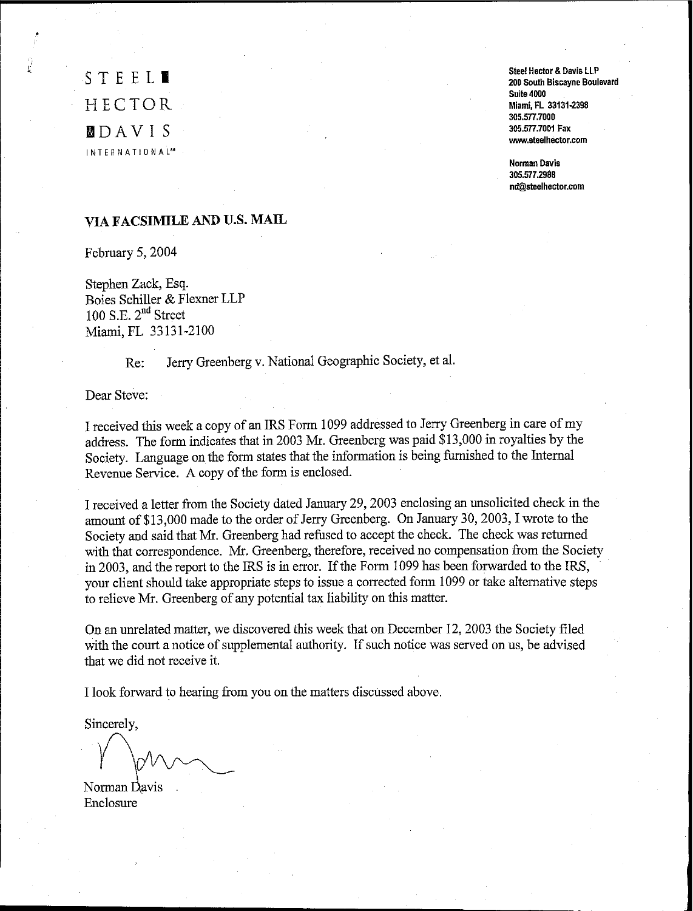STEEL HECTOR & DAVIS INTERNATIONAL℠

Steel Hector & Davis LLP
200 South Biscayne Boulevard
Suite 4000
Miami, FL 33131-2398
305.577.7000
305.577.7001 Fax
www.steelhector.com

Norman Davis
305.577.2988
nd@steelhector.com

**VIA FACSIMILE AND U.S. MAIL**

February 5, 2004

Stephen Zack, Esq.
Boies Schiller & Flexner LLP
100 S.E. 2nd Street
Miami, FL 33131-2100

Re: Jerry Greenberg v. National Geographic Society, et al.

Dear Steve:

I received this week a copy of an IRS Form 1099 addressed to Jerry Greenberg in care of my address. The form indicates that in 2003 Mr. Greenberg was paid $13,000 in royalties by the Society. Language on the form states that the information is being furnished to the Internal Revenue Service. A copy of the form is enclosed.

I received a letter from the Society dated January 29, 2003 enclosing an unsolicited check in the amount of $13,000 made to the order of Jerry Greenberg. On January 30, 2003, I wrote to the Society and said that Mr. Greenberg had refused to accept the check. The check was returned with that correspondence. Mr. Greenberg, therefore, received no compensation from the Society in 2003, and the report to the IRS is in error. If the Form 1099 has been forwarded to the IRS, your client should take appropriate steps to issue a corrected form 1099 or take alternative steps to relieve Mr. Greenberg of any potential tax liability on this matter.

On an unrelated matter, we discovered this week that on December 12, 2003 the Society filed with the court a notice of supplemental authority. If such notice was served on us, be advised that we did not receive it.

I look forward to hearing from you on the matters discussed above.

Sincerely,

Norman Davis
Enclosure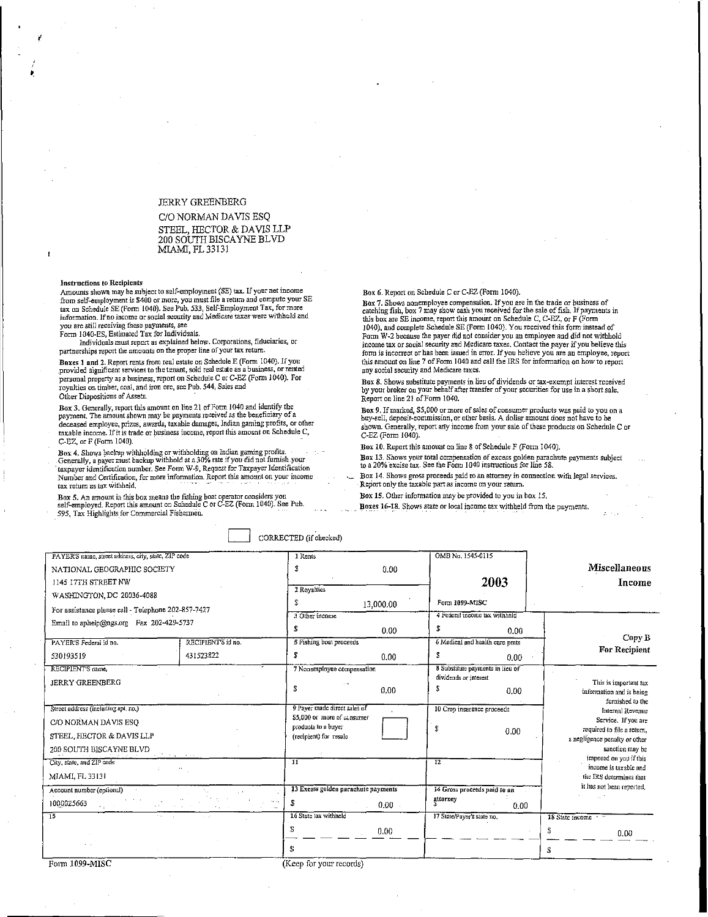JERRY GREENBERG

C/O NORMAN DAVIS ESQ
STEEL, HECTOR & DAVIS LLP
200 SOUTH BISCAYNE BLVD
MIAMI, FL 33131

**Instructions to Recipients**

Amounts shown may be subject to self-employment (SE) tax. If your net income from self-employment is $400 or more, you must file a return and compute your SE tax on Schedule SE (Form 1040). See Pub. 533, Self-Employment Tax, for more information. If no income or social security and Medicare taxes were withheld and you are still receiving these payments, see Form 1040-ES, Estimated Tax for Individuals.

Individuals must report as explained below. Corporations, fiduciaries, or partnerships report the amounts on the proper line of your tax return.

**Boxes 1 and 2.** Report rents from real estate on Schedule E (Form 1040). If you provided significant services to the tenant, sold real estate as a business, or rented personal property as a business, report on Schedule C or C-EZ (Form 1040). For royalties on timber, coal, and iron ore, see Pub. 544, Sales and Other Dispositions of Assets.

**Box 3.** Generally, report this amount on line 21 of Form 1040 and identify the payment. The amount shown may be payments received as the beneficiary of a deceased employee, prizes, awards, taxable damages, Indian gaming profits, or other taxable income. If it is trade or business income, report this amount on Schedule C, C-EZ, or F (Form 1040).

**Box 4.** Shows backup withholding or withholding on Indian gaming profits. Generally, a payer must backup withhold at a 30% rate if you did not furnish your taxpayer identification number. See Form W-9, Request for Taxpayer Identification Number and Certification, for more information. Report this amount on your income tax return as tax withheld.

**Box 5.** An amount in this box means the fishing boat operator considers you self-employed. Report this amount on Schedule C or C-EZ (Form 1040). See Pub. 595, Tax Highlights for Commercial Fishermen.

**Box 6.** Report on Schedule C or C-EZ (Form 1040).

**Box 7.** Shows nonemployee compensation. If you are in the trade or business of catching fish, box 7 may show cash you received for the sale of fish. If payments in this box are SE income, report this amount on Schedule C, C-EZ, or F (Form 1040), and complete Schedule SE (Form 1040). You received this form instead of Form W-2 because the payer did not consider you an employee and did not withhold income tax or social security and Medicare taxes. Contact the payer if you believe this form is incorrect or has been issued in error. If you believe you are an employee, report this amount on line 7 of Form 1040 and call the IRS for information on how to report any social security and Medicare taxes.

**Box 8.** Shows substitute payments in lieu of dividends or tax-exempt interest received by your broker on your behalf after transfer of your securities for use in a short sale. Report on line 21 of Form 1040.

**Box 9.** If marked, $5,000 or more of sales of consumer products was paid to you on a buy-sell, deposit-commission, or other basis. A dollar amount does not have to be shown. Generally, report any income from your sale of these products on Schedule C or C-EZ (Form 1040).

**Box 10.** Report this amount on line 8 of Schedule F (Form 1040).

**Box 13.** Shows your total compensation of excess golden parachute payments subject to a 20% excise tax. See the Form 1040 instructions for line 58.

**Box 14.** Shows gross proceeds paid to an attorney in connection with legal services. Report only the taxable part as income on your return.

**Box 15.** Other information may be provided to you in box 15.

**Boxes 16-18.** Shows state or local income tax withheld from the payments.

☐ CORRECTED (if checked)

| PAYER'S name, street address, city, state, ZIP code | | 1 Rents | OMB No. 1545-0115 | Miscellaneous Income |
|---|---|---|---|---|
| NATIONAL GEOGRAPHIC SOCIETY<br>1145 17TH STREET NW<br>WASHINGTON, DC 20036-4088<br>For assistance please call - Telephone 202-857-7427<br>Email to aphelp@ngs.org Fax 202-429-5737 | | $ 0.00 | **2003** | |
| | | 2 Royalties<br>$ 13,000.00 | Form 1099-MISC | |
| | | 3 Other income<br>$ 0.00 | 4 Federal income tax withheld<br>$ 0.00 | Copy B<br>For Recipient |
| PAYER'S Federal id no.<br>530193519 | RECIPIENT'S id no.<br>431523822 | 5 Fishing boat proceeds<br>$ 0.00 | 6 Medical and health care pmts<br>$ 0.00 | |
| RECIPIENT'S name<br>JERRY GREENBERG | | 7 Nonemployee compensation<br>$ 0.00 | 8 Substitute payments in lieu of dividends or interest<br>$ 0.00 | This is important tax information and is being furnished to the Internal Revenue Service. If you are required to file a return, a negligence penalty or other sanction may be imposed on you if this income is taxable and the IRS determines that it has not been reported. |
| Street address (including apt. no.)<br>C/O NORMAN DAVIS ESQ<br>STEEL, HECTOR & DAVIS LLP<br>200 SOUTH BISCAYNE BLVD | | 9 Payer made direct sales of $5,000 or more of consumer products to a buyer (recipient) for resale ☐ | 10 Crop insurance proceeds<br>$ 0.00 | |
| City, state, and ZIP code<br>MIAMI, FL 33131 | | 11 | 12 | |
| Account number (optional)<br>1000025663 | | 13 Excess golden parachute payments<br>$ 0.00 | 14 Gross proceeds paid to an attorney<br>$ 0.00 | |
| 15 | | 16 State tax withheld<br>$ 0.00<br>$ | 17 State/Payer's state no. | 18 State income<br>$ 0.00<br>$ |

Form 1099-MISC (Keep for your records)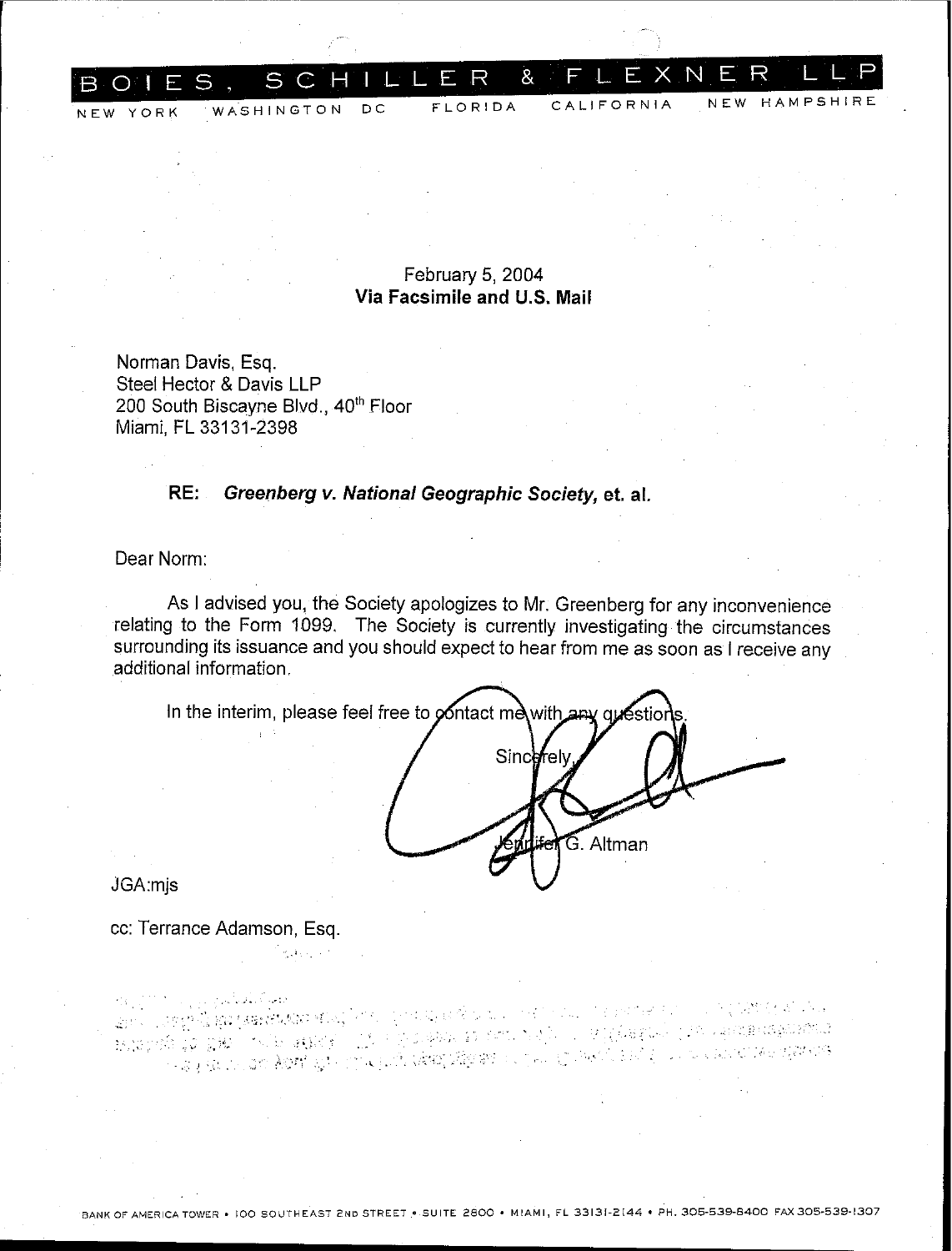BOIES, SCHILLER & FLEXNER LLP

NEW YORK WASHINGTON DC FLORIDA CALIFORNIA NEW HAMPSHIRE

February 5, 2004
**Via Facsimile and U.S. Mail**

Norman Davis, Esq.
Steel Hector & Davis LLP
200 South Biscayne Blvd., 40th Floor
Miami, FL 33131-2398

**RE: *Greenberg v. National Geographic Society,* et. al.**

Dear Norm:

As I advised you, the Society apologizes to Mr. Greenberg for any inconvenience relating to the Form 1099. The Society is currently investigating the circumstances surrounding its issuance and you should expect to hear from me as soon as I receive any additional information.

In the interim, please feel free to contact me with any questions.

Sincerely,

Jennifer G. Altman

JGA:mjs

cc: Terrance Adamson, Esq.

BANK OF AMERICA TOWER • 100 SOUTHEAST 2ND STREET • SUITE 2800 • MIAMI, FL 33131-2144 • PH. 305-539-8400 FAX 305-539-1307